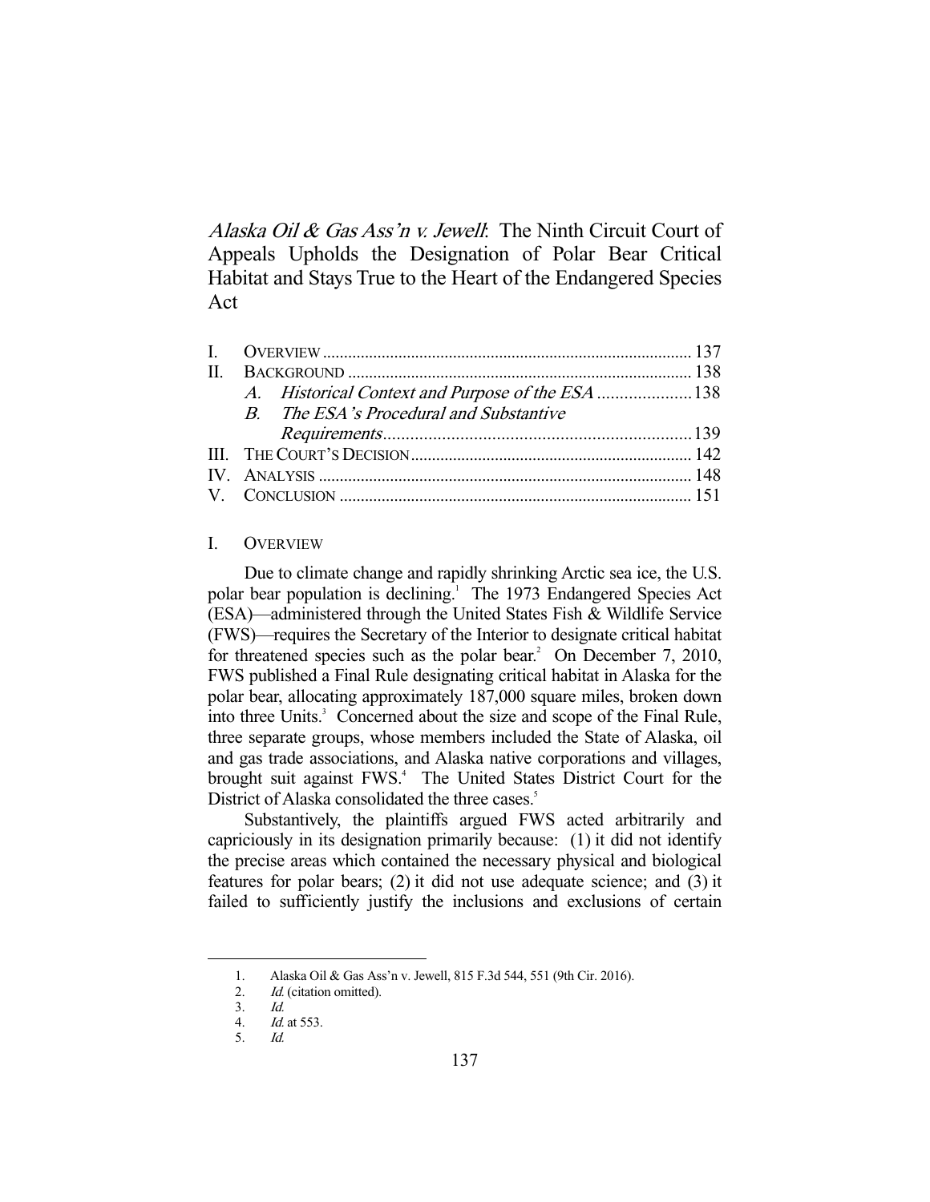# *Alaska Oil & Gas Ass'n v. Jewell*: The Ninth Circuit Court of Appeals Upholds the Designation of Polar Bear Critical Habitat and Stays True to the Heart of the Endangered Species Act

| | | |
|---|---|---|
| I. | OVERVIEW | 137 |
| II. | BACKGROUND | 138 |
| | A. *Historical Context and Purpose of the ESA* | 138 |
| | B. *The ESA's Procedural and Substantive Requirements* | 139 |
| III. | THE COURT'S DECISION | 142 |
| IV. | ANALYSIS | 148 |
| V. | CONCLUSION | 151 |

## I. OVERVIEW

Due to climate change and rapidly shrinking Arctic sea ice, the U.S. polar bear population is declining.[1] The 1973 Endangered Species Act (ESA)—administered through the United States Fish & Wildlife Service (FWS)—requires the Secretary of the Interior to designate critical habitat for threatened species such as the polar bear.[2] On December 7, 2010, FWS published a Final Rule designating critical habitat in Alaska for the polar bear, allocating approximately 187,000 square miles, broken down into three Units.[3] Concerned about the size and scope of the Final Rule, three separate groups, whose members included the State of Alaska, oil and gas trade associations, and Alaska native corporations and villages, brought suit against FWS.[4] The United States District Court for the District of Alaska consolidated the three cases.[5]

Substantively, the plaintiffs argued FWS acted arbitrarily and capriciously in its designation primarily because: (1) it did not identify the precise areas which contained the necessary physical and biological features for polar bears; (2) it did not use adequate science; and (3) it failed to sufficiently justify the inclusions and exclusions of certain

---

1. Alaska Oil & Gas Ass'n v. Jewell, 815 F.3d 544, 551 (9th Cir. 2016).
2. *Id.* (citation omitted).
3. *Id.*
4. *Id.* at 553.
5. *Id.*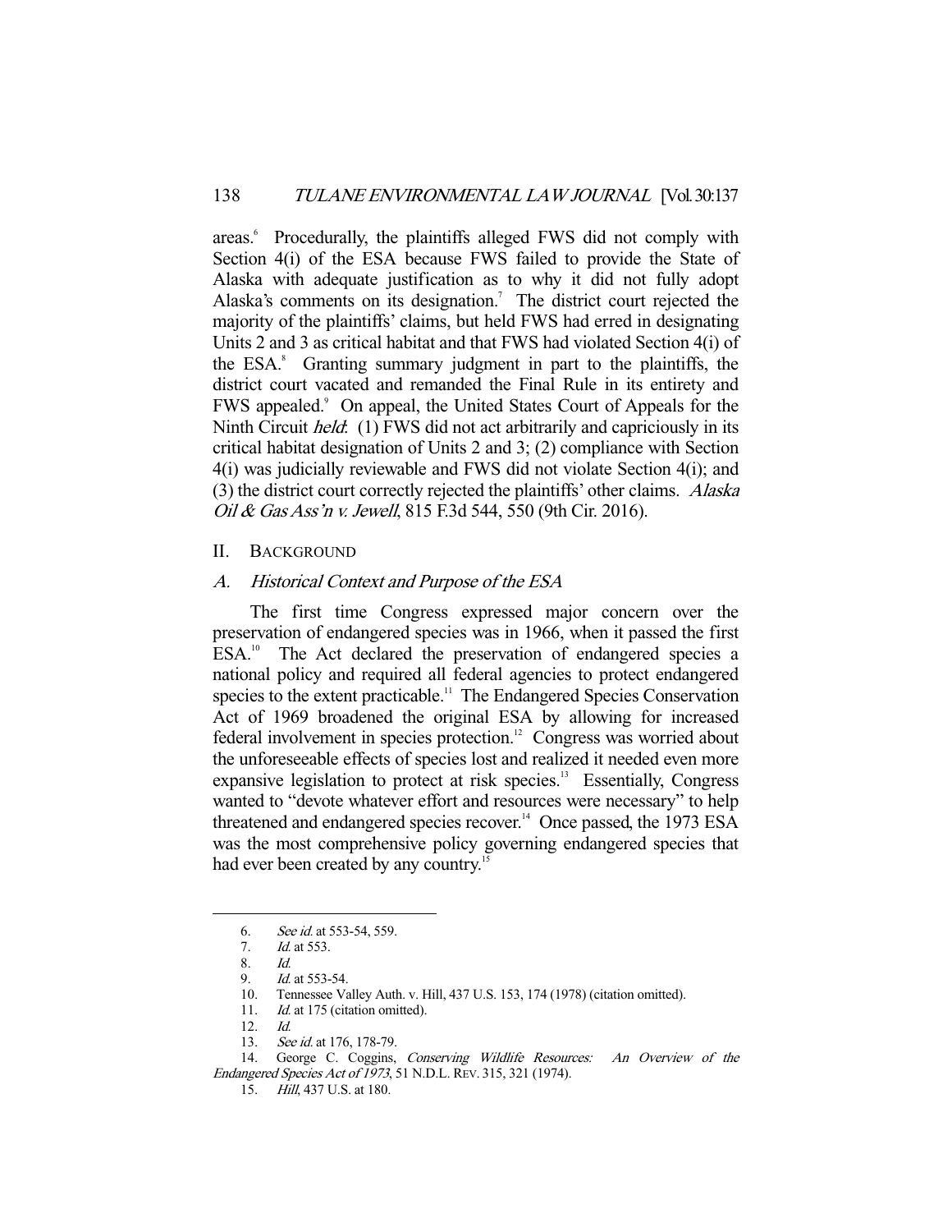areas.[6] Procedurally, the plaintiffs alleged FWS did not comply with Section 4(i) of the ESA because FWS failed to provide the State of Alaska with adequate justification as to why it did not fully adopt Alaska's comments on its designation.[7] The district court rejected the majority of the plaintiffs' claims, but held FWS had erred in designating Units 2 and 3 as critical habitat and that FWS had violated Section 4(i) of the ESA.[8] Granting summary judgment in part to the plaintiffs, the district court vacated and remanded the Final Rule in its entirety and FWS appealed.[9] On appeal, the United States Court of Appeals for the Ninth Circuit *held*: (1) FWS did not act arbitrarily and capriciously in its critical habitat designation of Units 2 and 3; (2) compliance with Section 4(i) was judicially reviewable and FWS did not violate Section 4(i); and (3) the district court correctly rejected the plaintiffs' other claims. *Alaska Oil & Gas Ass'n v. Jewell*, 815 F.3d 544, 550 (9th Cir. 2016).

## II. BACKGROUND

### *A. Historical Context and Purpose of the ESA*

The first time Congress expressed major concern over the preservation of endangered species was in 1966, when it passed the first ESA.[10] The Act declared the preservation of endangered species a national policy and required all federal agencies to protect endangered species to the extent practicable.[11] The Endangered Species Conservation Act of 1969 broadened the original ESA by allowing for increased federal involvement in species protection.[12] Congress was worried about the unforeseeable effects of species lost and realized it needed even more expansive legislation to protect at risk species.[13] Essentially, Congress wanted to "devote whatever effort and resources were necessary" to help threatened and endangered species recover.[14] Once passed, the 1973 ESA was the most comprehensive policy governing endangered species that had ever been created by any country.[15]

---

6. *See id.* at 553-54, 559.
7. *Id.* at 553.
8. *Id.*
9. *Id.* at 553-54.
10. Tennessee Valley Auth. v. Hill, 437 U.S. 153, 174 (1978) (citation omitted).
11. *Id.* at 175 (citation omitted).
12. *Id.*
13. *See id.* at 176, 178-79.
14. George C. Coggins, *Conserving Wildlife Resources: An Overview of the Endangered Species Act of 1973*, 51 N.D.L. REV. 315, 321 (1974).
15. *Hill*, 437 U.S. at 180.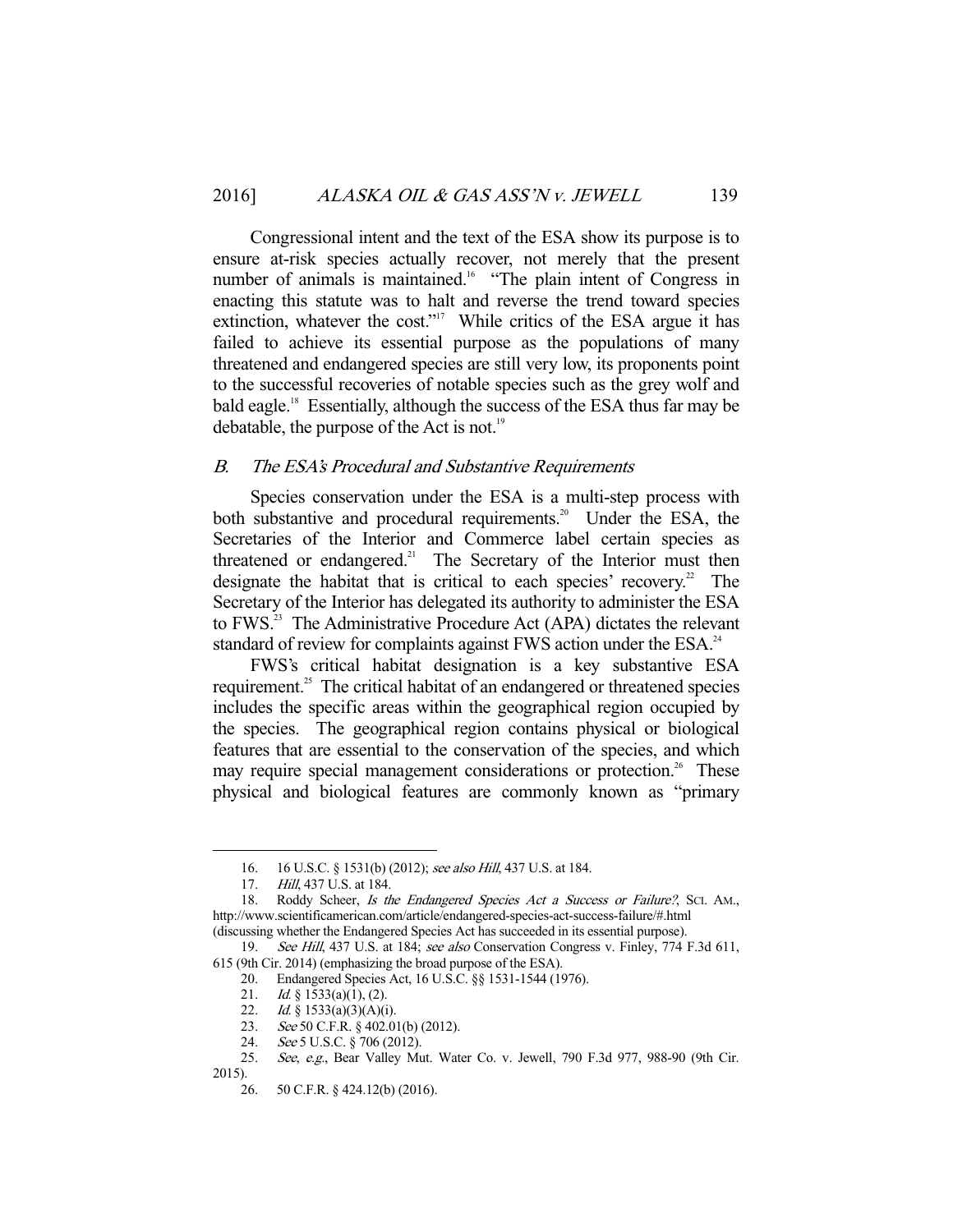Congressional intent and the text of the ESA show its purpose is to ensure at-risk species actually recover, not merely that the present number of animals is maintained.[16] "The plain intent of Congress in enacting this statute was to halt and reverse the trend toward species extinction, whatever the cost."[17] While critics of the ESA argue it has failed to achieve its essential purpose as the populations of many threatened and endangered species are still very low, its proponents point to the successful recoveries of notable species such as the grey wolf and bald eagle.[18] Essentially, although the success of the ESA thus far may be debatable, the purpose of the Act is not.[19]

## *B. The ESA's Procedural and Substantive Requirements*

Species conservation under the ESA is a multi-step process with both substantive and procedural requirements.[20] Under the ESA, the Secretaries of the Interior and Commerce label certain species as threatened or endangered.[21] The Secretary of the Interior must then designate the habitat that is critical to each species' recovery.[22] The Secretary of the Interior has delegated its authority to administer the ESA to FWS.[23] The Administrative Procedure Act (APA) dictates the relevant standard of review for complaints against FWS action under the ESA.[24]

FWS's critical habitat designation is a key substantive ESA requirement.[25] The critical habitat of an endangered or threatened species includes the specific areas within the geographical region occupied by the species. The geographical region contains physical or biological features that are essential to the conservation of the species, and which may require special management considerations or protection.[26] These physical and biological features are commonly known as "primary

---

16. 16 U.S.C. § 1531(b) (2012); *see also Hill*, 437 U.S. at 184.

17. *Hill*, 437 U.S. at 184.

18. Roddy Scheer, *Is the Endangered Species Act a Success or Failure?*, SCI. AM., http://www.scientificamerican.com/article/endangered-species-act-success-failure/#.html (discussing whether the Endangered Species Act has succeeded in its essential purpose).

19. *See Hill*, 437 U.S. at 184; *see also* Conservation Congress v. Finley, 774 F.3d 611, 615 (9th Cir. 2014) (emphasizing the broad purpose of the ESA).

20. Endangered Species Act, 16 U.S.C. §§ 1531-1544 (1976).

21. *Id.* § 1533(a)(1), (2).

22. *Id.* § 1533(a)(3)(A)(i).

23. *See* 50 C.F.R. § 402.01(b) (2012).

24. *See* 5 U.S.C. § 706 (2012).

25. *See, e.g.*, Bear Valley Mut. Water Co. v. Jewell, 790 F.3d 977, 988-90 (9th Cir. 2015).

26. 50 C.F.R. § 424.12(b) (2016).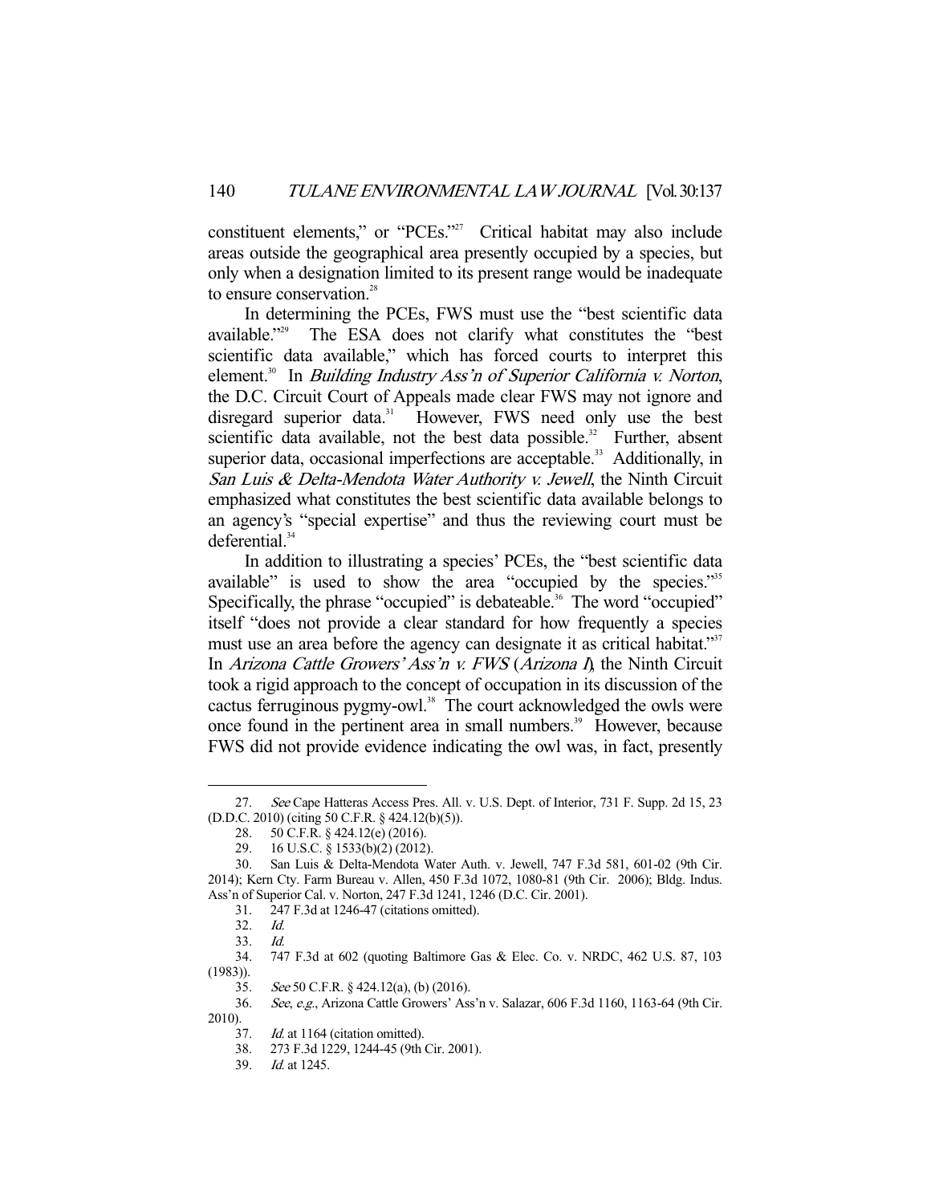constituent elements," or "PCEs."[27] Critical habitat may also include areas outside the geographical area presently occupied by a species, but only when a designation limited to its present range would be inadequate to ensure conservation.[28]

In determining the PCEs, FWS must use the "best scientific data available."[29] The ESA does not clarify what constitutes the "best scientific data available," which has forced courts to interpret this element.[30] In *Building Industry Ass'n of Superior California v. Norton*, the D.C. Circuit Court of Appeals made clear FWS may not ignore and disregard superior data.[31] However, FWS need only use the best scientific data available, not the best data possible.[32] Further, absent superior data, occasional imperfections are acceptable.[33] Additionally, in *San Luis & Delta-Mendota Water Authority v. Jewell*, the Ninth Circuit emphasized what constitutes the best scientific data available belongs to an agency's "special expertise" and thus the reviewing court must be deferential.[34]

In addition to illustrating a species' PCEs, the "best scientific data available" is used to show the area "occupied by the species."[35] Specifically, the phrase "occupied" is debateable.[36] The word "occupied" itself "does not provide a clear standard for how frequently a species must use an area before the agency can designate it as critical habitat."[37] In *Arizona Cattle Growers' Ass'n v. FWS* (*Arizona I*), the Ninth Circuit took a rigid approach to the concept of occupation in its discussion of the cactus ferruginous pygmy-owl.[38] The court acknowledged the owls were once found in the pertinent area in small numbers.[39] However, because FWS did not provide evidence indicating the owl was, in fact, presently

---

27. *See* Cape Hatteras Access Pres. All. v. U.S. Dept. of Interior, 731 F. Supp. 2d 15, 23 (D.D.C. 2010) (citing 50 C.F.R. § 424.12(b)(5)).

28. 50 C.F.R. § 424.12(e) (2016).

29. 16 U.S.C. § 1533(b)(2) (2012).

30. San Luis & Delta-Mendota Water Auth. v. Jewell, 747 F.3d 581, 601-02 (9th Cir. 2014); Kern Cty. Farm Bureau v. Allen, 450 F.3d 1072, 1080-81 (9th Cir. 2006); Bldg. Indus. Ass'n of Superior Cal. v. Norton, 247 F.3d 1241, 1246 (D.C. Cir. 2001).

31. 247 F.3d at 1246-47 (citations omitted).

32. *Id.*

33. *Id.*

34. 747 F.3d at 602 (quoting Baltimore Gas & Elec. Co. v. NRDC, 462 U.S. 87, 103 (1983)).

35. *See* 50 C.F.R. § 424.12(a), (b) (2016).

36. *See*, *e.g.*, Arizona Cattle Growers' Ass'n v. Salazar, 606 F.3d 1160, 1163-64 (9th Cir. 2010).

37. *Id.* at 1164 (citation omitted).

38. 273 F.3d 1229, 1244-45 (9th Cir. 2001).

39. *Id.* at 1245.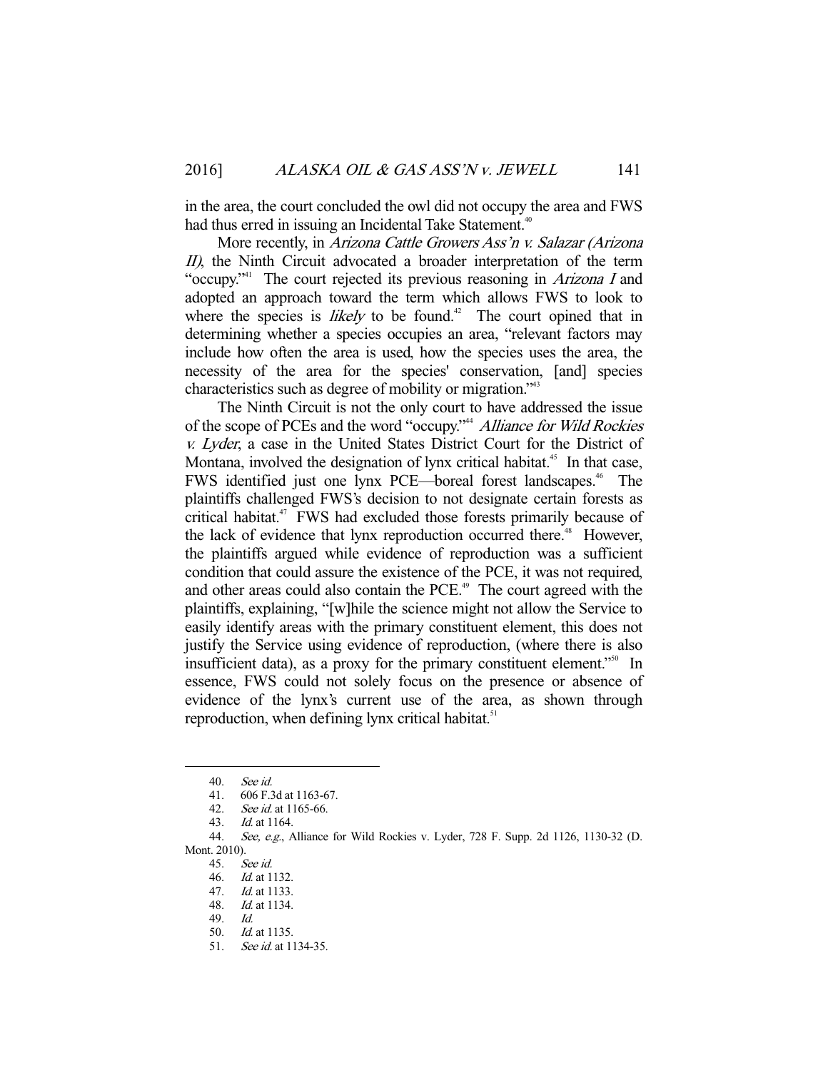in the area, the court concluded the owl did not occupy the area and FWS had thus erred in issuing an Incidental Take Statement.[40]

More recently, in *Arizona Cattle Growers Ass'n v. Salazar (Arizona II)*, the Ninth Circuit advocated a broader interpretation of the term "occupy."[41] The court rejected its previous reasoning in *Arizona I* and adopted an approach toward the term which allows FWS to look to where the species is *likely* to be found.[42] The court opined that in determining whether a species occupies an area, "relevant factors may include how often the area is used, how the species uses the area, the necessity of the area for the species' conservation, [and] species characteristics such as degree of mobility or migration."[43]

The Ninth Circuit is not the only court to have addressed the issue of the scope of PCEs and the word "occupy."[44] *Alliance for Wild Rockies v. Lyder*, a case in the United States District Court for the District of Montana, involved the designation of lynx critical habitat.[45] In that case, FWS identified just one lynx PCE—boreal forest landscapes.[46] The plaintiffs challenged FWS's decision to not designate certain forests as critical habitat.[47] FWS had excluded those forests primarily because of the lack of evidence that lynx reproduction occurred there.[48] However, the plaintiffs argued while evidence of reproduction was a sufficient condition that could assure the existence of the PCE, it was not required, and other areas could also contain the PCE.[49] The court agreed with the plaintiffs, explaining, "[w]hile the science might not allow the Service to easily identify areas with the primary constituent element, this does not justify the Service using evidence of reproduction, (where there is also insufficient data), as a proxy for the primary constituent element."[50] In essence, FWS could not solely focus on the presence or absence of evidence of the lynx's current use of the area, as shown through reproduction, when defining lynx critical habitat.[51]

---

40. *See id.*
41. 606 F.3d at 1163-67.
42. *See id.* at 1165-66.
43. *Id.* at 1164.
44. *See, e.g.*, Alliance for Wild Rockies v. Lyder, 728 F. Supp. 2d 1126, 1130-32 (D. Mont. 2010).
45. *See id.*
46. *Id.* at 1132.
47. *Id.* at 1133.
48. *Id.* at 1134.
49. *Id.*
50. *Id.* at 1135.
51. *See id.* at 1134-35.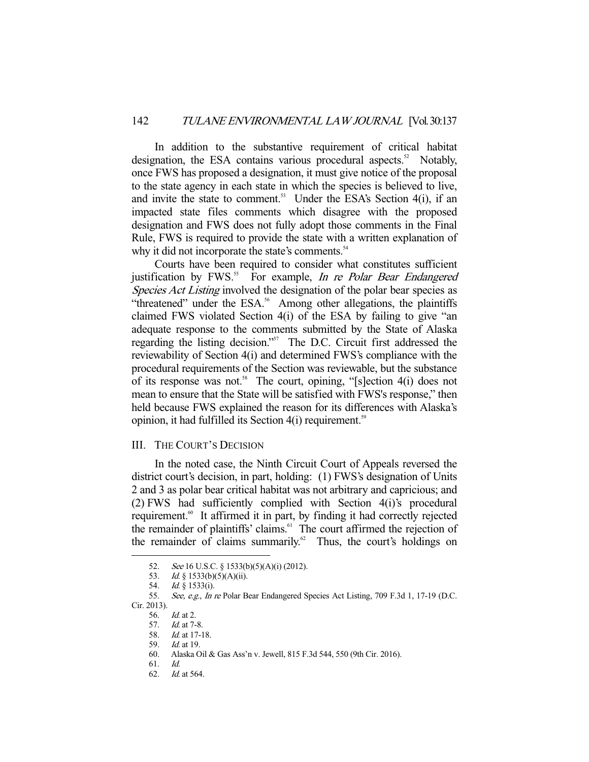In addition to the substantive requirement of critical habitat designation, the ESA contains various procedural aspects.[52] Notably, once FWS has proposed a designation, it must give notice of the proposal to the state agency in each state in which the species is believed to live, and invite the state to comment.[53] Under the ESA's Section 4(i), if an impacted state files comments which disagree with the proposed designation and FWS does not fully adopt those comments in the Final Rule, FWS is required to provide the state with a written explanation of why it did not incorporate the state's comments.[54]

Courts have been required to consider what constitutes sufficient justification by FWS.[55] For example, *In re Polar Bear Endangered Species Act Listing* involved the designation of the polar bear species as "threatened" under the ESA.[56] Among other allegations, the plaintiffs claimed FWS violated Section 4(i) of the ESA by failing to give "an adequate response to the comments submitted by the State of Alaska regarding the listing decision."[57] The D.C. Circuit first addressed the reviewability of Section 4(i) and determined FWS's compliance with the procedural requirements of the Section was reviewable, but the substance of its response was not.[58] The court, opining, "[s]ection 4(i) does not mean to ensure that the State will be satisfied with FWS's response," then held because FWS explained the reason for its differences with Alaska's opinion, it had fulfilled its Section 4(i) requirement.[59]

## III. The Court's Decision

In the noted case, the Ninth Circuit Court of Appeals reversed the district court's decision, in part, holding: (1) FWS's designation of Units 2 and 3 as polar bear critical habitat was not arbitrary and capricious; and (2) FWS had sufficiently complied with Section 4(i)'s procedural requirement.[60] It affirmed it in part, by finding it had correctly rejected the remainder of plaintiffs' claims.[61] The court affirmed the rejection of the remainder of claims summarily.[62] Thus, the court's holdings on

---

52. *See* 16 U.S.C. § 1533(b)(5)(A)(i) (2012).

53. *Id.* § 1533(b)(5)(A)(ii).

54. *Id.* § 1533(i).

55. *See, e.g.*, *In re* Polar Bear Endangered Species Act Listing, 709 F.3d 1, 17-19 (D.C. Cir. 2013).

56. *Id.* at 2.

57. *Id.* at 7-8.

58. *Id.* at 17-18.

59. *Id.* at 19.

60. Alaska Oil & Gas Ass'n v. Jewell, 815 F.3d 544, 550 (9th Cir. 2016).

61. *Id.*

62. *Id.* at 564.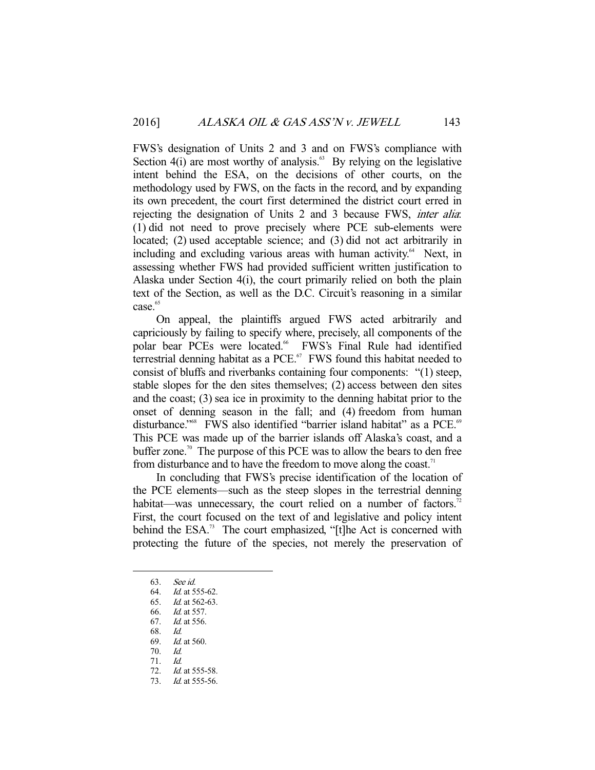FWS's designation of Units 2 and 3 and on FWS's compliance with Section 4(i) are most worthy of analysis.[63] By relying on the legislative intent behind the ESA, on the decisions of other courts, on the methodology used by FWS, on the facts in the record, and by expanding its own precedent, the court first determined the district court erred in rejecting the designation of Units 2 and 3 because FWS, *inter alia*: (1) did not need to prove precisely where PCE sub-elements were located; (2) used acceptable science; and (3) did not act arbitrarily in including and excluding various areas with human activity.[64] Next, in assessing whether FWS had provided sufficient written justification to Alaska under Section 4(i), the court primarily relied on both the plain text of the Section, as well as the D.C. Circuit's reasoning in a similar case.[65]

On appeal, the plaintiffs argued FWS acted arbitrarily and capriciously by failing to specify where, precisely, all components of the polar bear PCEs were located.[66] FWS's Final Rule had identified terrestrial denning habitat as a PCE.[67] FWS found this habitat needed to consist of bluffs and riverbanks containing four components: "(1) steep, stable slopes for the den sites themselves; (2) access between den sites and the coast; (3) sea ice in proximity to the denning habitat prior to the onset of denning season in the fall; and (4) freedom from human disturbance."[68] FWS also identified "barrier island habitat" as a PCE.[69] This PCE was made up of the barrier islands off Alaska's coast, and a buffer zone.[70] The purpose of this PCE was to allow the bears to den free from disturbance and to have the freedom to move along the coast.[71]

In concluding that FWS's precise identification of the location of the PCE elements—such as the steep slopes in the terrestrial denning habitat—was unnecessary, the court relied on a number of factors.[72] First, the court focused on the text of and legislative and policy intent behind the ESA.[73] The court emphasized, "[t]he Act is concerned with protecting the future of the species, not merely the preservation of

---

63. *See id.*
64. *Id.* at 555-62.
65. *Id.* at 562-63.
66. *Id.* at 557.
67. *Id.* at 556.
68. *Id.*
69. *Id.* at 560.
70. *Id.*
71. *Id.*
72. *Id.* at 555-58.
73. *Id.* at 555-56.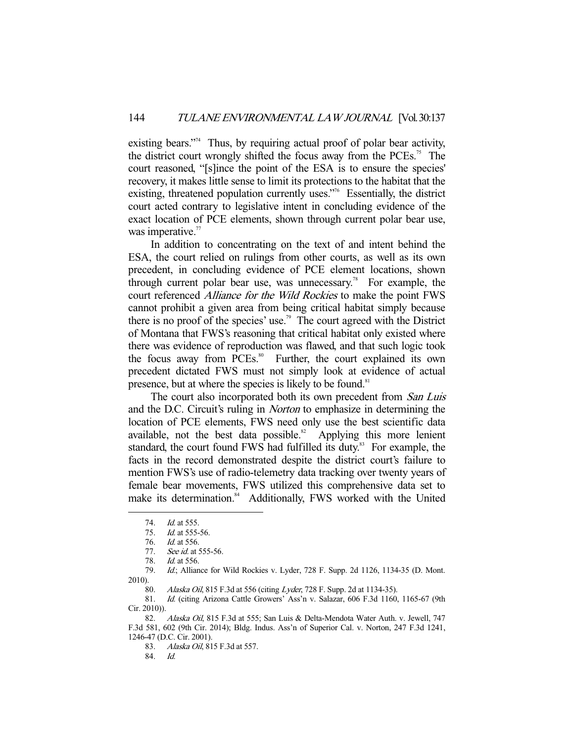existing bears."[74] Thus, by requiring actual proof of polar bear activity, the district court wrongly shifted the focus away from the PCEs.[75] The court reasoned, "[s]ince the point of the ESA is to ensure the species' recovery, it makes little sense to limit its protections to the habitat that the existing, threatened population currently uses."[76] Essentially, the district court acted contrary to legislative intent in concluding evidence of the exact location of PCE elements, shown through current polar bear use, was imperative.[77]

In addition to concentrating on the text of and intent behind the ESA, the court relied on rulings from other courts, as well as its own precedent, in concluding evidence of PCE element locations, shown through current polar bear use, was unnecessary.[78] For example, the court referenced *Alliance for the Wild Rockies* to make the point FWS cannot prohibit a given area from being critical habitat simply because there is no proof of the species' use.[79] The court agreed with the District of Montana that FWS's reasoning that critical habitat only existed where there was evidence of reproduction was flawed, and that such logic took the focus away from PCEs.[80] Further, the court explained its own precedent dictated FWS must not simply look at evidence of actual presence, but at where the species is likely to be found.[81]

The court also incorporated both its own precedent from *San Luis* and the D.C. Circuit's ruling in *Norton* to emphasize in determining the location of PCE elements, FWS need only use the best scientific data available, not the best data possible.[82] Applying this more lenient standard, the court found FWS had fulfilled its duty.[83] For example, the facts in the record demonstrated despite the district court's failure to mention FWS's use of radio-telemetry data tracking over twenty years of female bear movements, FWS utilized this comprehensive data set to make its determination.[84] Additionally, FWS worked with the United

---

74. *Id.* at 555.

75. *Id.* at 555-56.

76. *Id.* at 556.

77. *See id.* at 555-56.

78. *Id.* at 556.

79. *Id.*; Alliance for Wild Rockies v. Lyder, 728 F. Supp. 2d 1126, 1134-35 (D. Mont. 2010).

80. *Alaska Oil*, 815 F.3d at 556 (citing *Lyder*, 728 F. Supp. 2d at 1134-35).

81. *Id.* (citing Arizona Cattle Growers' Ass'n v. Salazar, 606 F.3d 1160, 1165-67 (9th Cir. 2010)).

82. *Alaska Oil*, 815 F.3d at 555; San Luis & Delta-Mendota Water Auth. v. Jewell, 747 F.3d 581, 602 (9th Cir. 2014); Bldg. Indus. Ass'n of Superior Cal. v. Norton, 247 F.3d 1241, 1246-47 (D.C. Cir. 2001).

83. *Alaska Oil*, 815 F.3d at 557.

84. *Id.*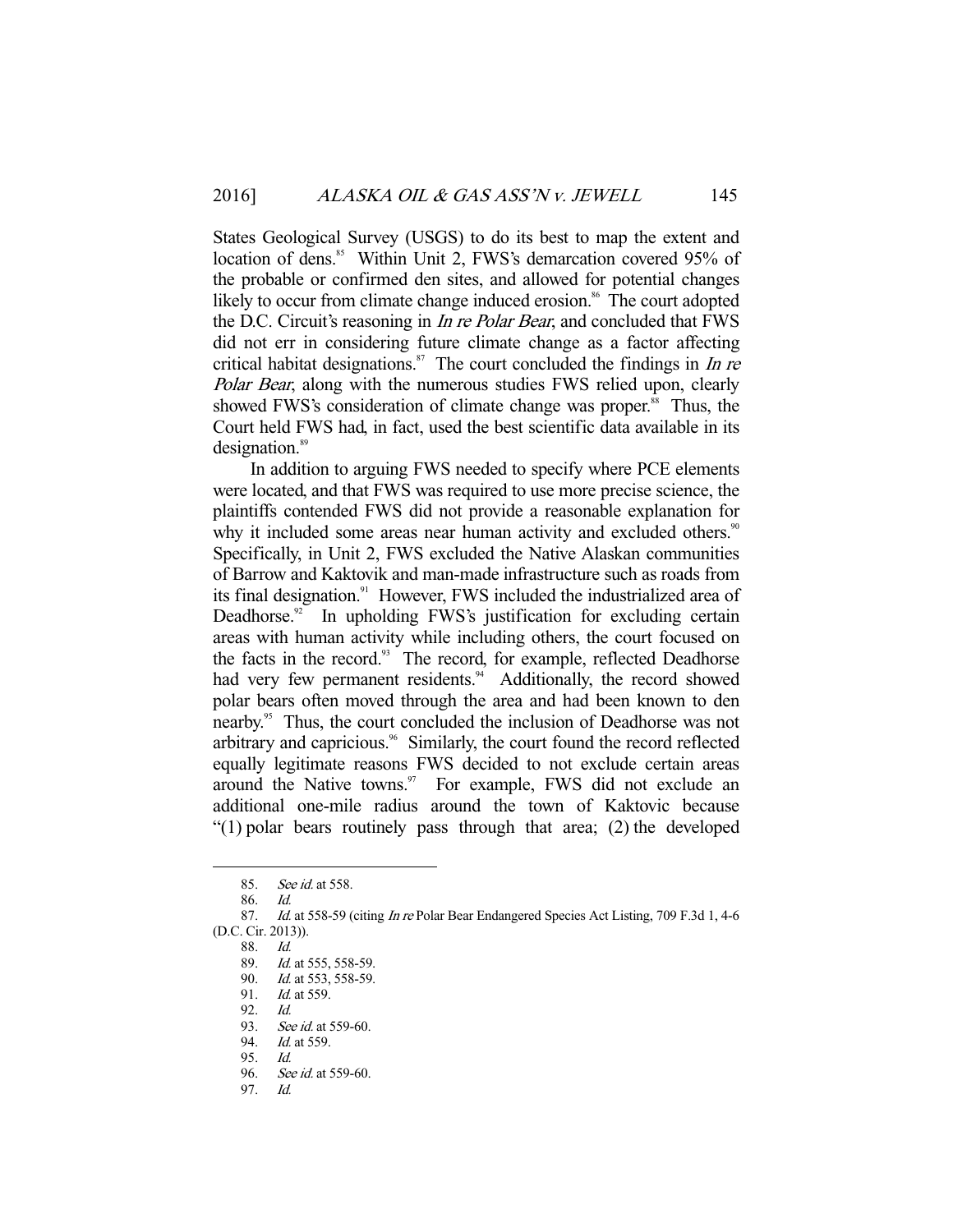States Geological Survey (USGS) to do its best to map the extent and location of dens.[85] Within Unit 2, FWS's demarcation covered 95% of the probable or confirmed den sites, and allowed for potential changes likely to occur from climate change induced erosion.[86] The court adopted the D.C. Circuit's reasoning in *In re Polar Bear*, and concluded that FWS did not err in considering future climate change as a factor affecting critical habitat designations.[87] The court concluded the findings in *In re Polar Bear*, along with the numerous studies FWS relied upon, clearly showed FWS's consideration of climate change was proper.[88] Thus, the Court held FWS had, in fact, used the best scientific data available in its designation.[89]

In addition to arguing FWS needed to specify where PCE elements were located, and that FWS was required to use more precise science, the plaintiffs contended FWS did not provide a reasonable explanation for why it included some areas near human activity and excluded others.[90] Specifically, in Unit 2, FWS excluded the Native Alaskan communities of Barrow and Kaktovik and man-made infrastructure such as roads from its final designation.[91] However, FWS included the industrialized area of Deadhorse.[92] In upholding FWS's justification for excluding certain areas with human activity while including others, the court focused on the facts in the record.[93] The record, for example, reflected Deadhorse had very few permanent residents.[94] Additionally, the record showed polar bears often moved through the area and had been known to den nearby.[95] Thus, the court concluded the inclusion of Deadhorse was not arbitrary and capricious.[96] Similarly, the court found the record reflected equally legitimate reasons FWS decided to not exclude certain areas around the Native towns.[97] For example, FWS did not exclude an additional one-mile radius around the town of Kaktovic because "(1) polar bears routinely pass through that area; (2) the developed

---

85. *See id.* at 558.

86. *Id.*

87. *Id.* at 558-59 (citing *In re* Polar Bear Endangered Species Act Listing, 709 F.3d 1, 4-6 (D.C. Cir. 2013)).

88. *Id.*

89. *Id.* at 555, 558-59.

90. *Id.* at 553, 558-59.

91. *Id.* at 559.

92. *Id.*

93. *See id.* at 559-60.

94. *Id.* at 559.

95. *Id.*

96. *See id.* at 559-60.

97. *Id.*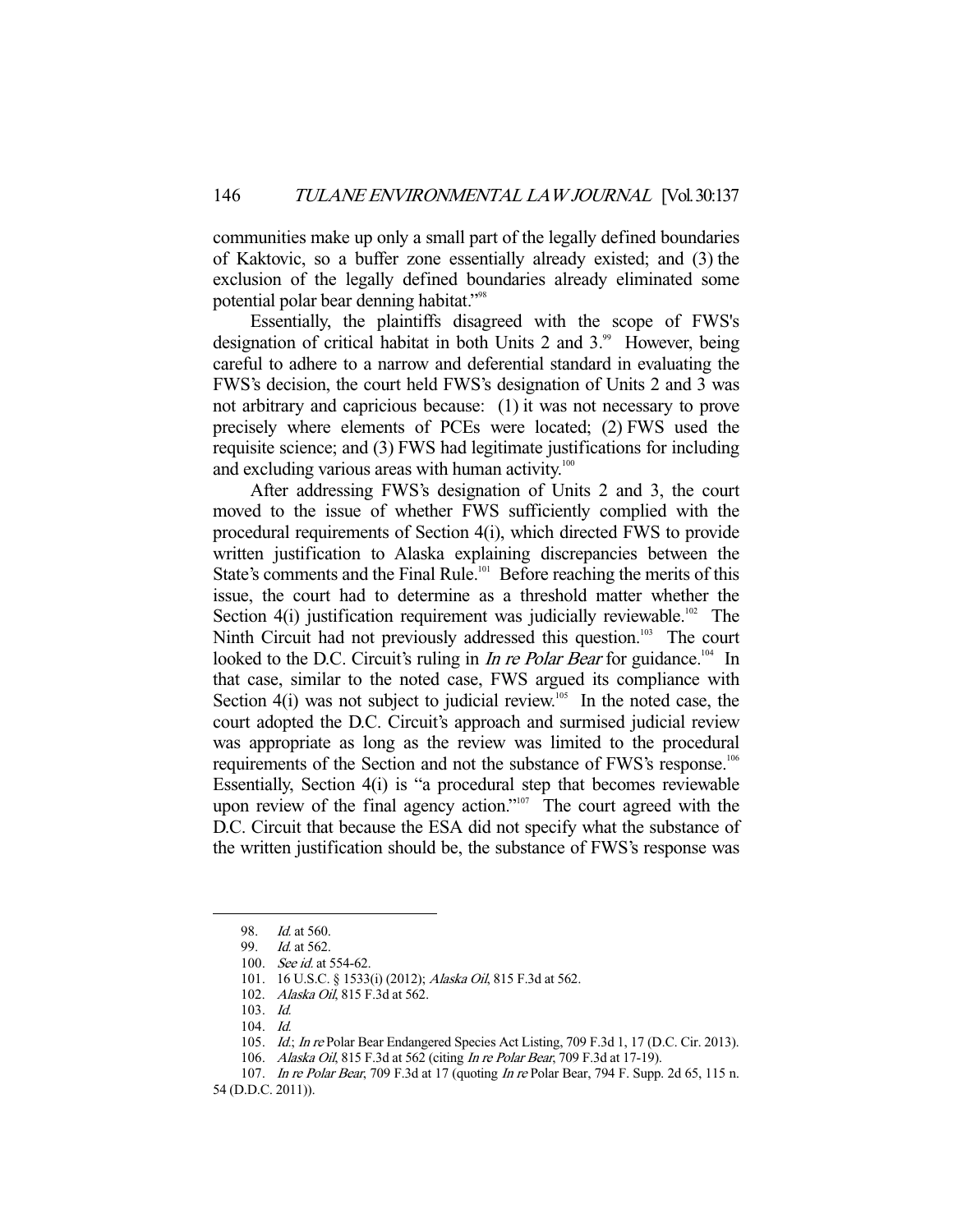communities make up only a small part of the legally defined boundaries of Kaktovic, so a buffer zone essentially already existed; and (3) the exclusion of the legally defined boundaries already eliminated some potential polar bear denning habitat."[98]

Essentially, the plaintiffs disagreed with the scope of FWS's designation of critical habitat in both Units 2 and 3.[99] However, being careful to adhere to a narrow and deferential standard in evaluating the FWS's decision, the court held FWS's designation of Units 2 and 3 was not arbitrary and capricious because: (1) it was not necessary to prove precisely where elements of PCEs were located; (2) FWS used the requisite science; and (3) FWS had legitimate justifications for including and excluding various areas with human activity.[100]

After addressing FWS's designation of Units 2 and 3, the court moved to the issue of whether FWS sufficiently complied with the procedural requirements of Section 4(i), which directed FWS to provide written justification to Alaska explaining discrepancies between the State's comments and the Final Rule.[101] Before reaching the merits of this issue, the court had to determine as a threshold matter whether the Section 4(i) justification requirement was judicially reviewable.[102] The Ninth Circuit had not previously addressed this question.[103] The court looked to the D.C. Circuit's ruling in *In re Polar Bear* for guidance.[104] In that case, similar to the noted case, FWS argued its compliance with Section 4(i) was not subject to judicial review.[105] In the noted case, the court adopted the D.C. Circuit's approach and surmised judicial review was appropriate as long as the review was limited to the procedural requirements of the Section and not the substance of FWS's response.[106] Essentially, Section 4(i) is "a procedural step that becomes reviewable upon review of the final agency action."[107] The court agreed with the D.C. Circuit that because the ESA did not specify what the substance of the written justification should be, the substance of FWS's response was

---

98. *Id.* at 560.

99. *Id.* at 562.

100. *See id.* at 554-62.

101. 16 U.S.C. § 1533(i) (2012); *Alaska Oil*, 815 F.3d at 562.

102. *Alaska Oil*, 815 F.3d at 562.

103. *Id.*

104. *Id.*

105. *Id.*; *In re* Polar Bear Endangered Species Act Listing, 709 F.3d 1, 17 (D.C. Cir. 2013).

106. *Alaska Oil*, 815 F.3d at 562 (citing *In re Polar Bear*, 709 F.3d at 17-19).

107. *In re Polar Bear*, 709 F.3d at 17 (quoting *In re* Polar Bear, 794 F. Supp. 2d 65, 115 n. 54 (D.D.C. 2011)).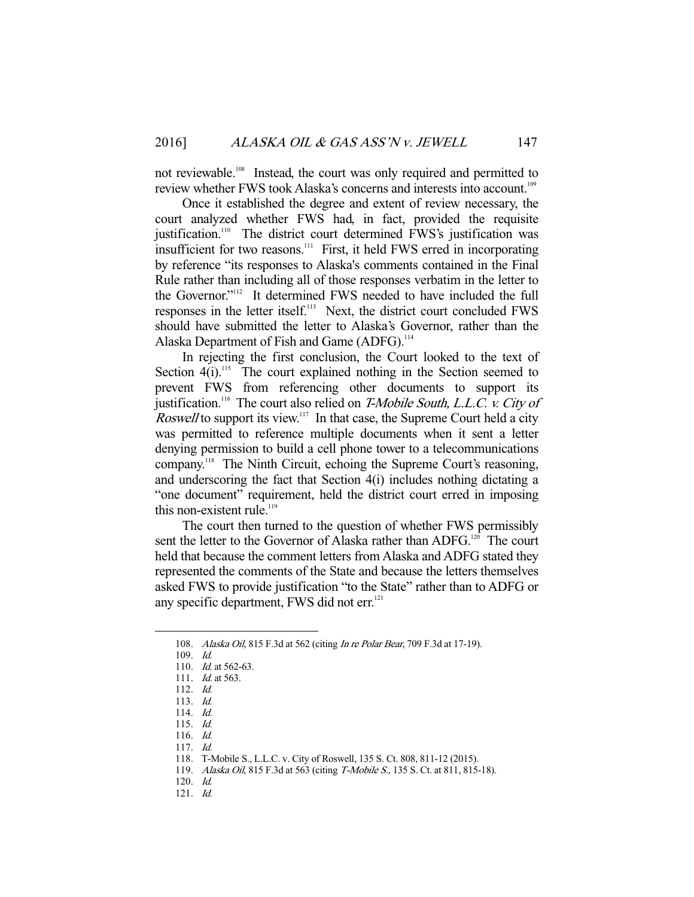not reviewable.[108] Instead, the court was only required and permitted to review whether FWS took Alaska's concerns and interests into account.[109]

Once it established the degree and extent of review necessary, the court analyzed whether FWS had, in fact, provided the requisite justification.[110] The district court determined FWS's justification was insufficient for two reasons.[111] First, it held FWS erred in incorporating by reference "its responses to Alaska's comments contained in the Final Rule rather than including all of those responses verbatim in the letter to the Governor."[112] It determined FWS needed to have included the full responses in the letter itself.[113] Next, the district court concluded FWS should have submitted the letter to Alaska's Governor, rather than the Alaska Department of Fish and Game (ADFG).[114]

In rejecting the first conclusion, the Court looked to the text of Section 4(i).[115] The court explained nothing in the Section seemed to prevent FWS from referencing other documents to support its justification.[116] The court also relied on *T-Mobile South, L.L.C. v. City of Roswell* to support its view.[117] In that case, the Supreme Court held a city was permitted to reference multiple documents when it sent a letter denying permission to build a cell phone tower to a telecommunications company.[118] The Ninth Circuit, echoing the Supreme Court's reasoning, and underscoring the fact that Section 4(i) includes nothing dictating a "one document" requirement, held the district court erred in imposing this non-existent rule.[119]

The court then turned to the question of whether FWS permissibly sent the letter to the Governor of Alaska rather than ADFG.[120] The court held that because the comment letters from Alaska and ADFG stated they represented the comments of the State and because the letters themselves asked FWS to provide justification "to the State" rather than to ADFG or any specific department, FWS did not err.[121]

---

108. *Alaska Oil*, 815 F.3d at 562 (citing *In re Polar Bear*, 709 F.3d at 17-19).
109. *Id.*
110. *Id.* at 562-63.
111. *Id.* at 563.
112. *Id.*
113. *Id.*
114. *Id.*
115. *Id.*
116. *Id.*
117. *Id.*
118. T-Mobile S., L.L.C. v. City of Roswell, 135 S. Ct. 808, 811-12 (2015).
119. *Alaska Oil*, 815 F.3d at 563 (citing *T-Mobile S.*, 135 S. Ct. at 811, 815-18).
120. *Id.*
121. *Id.*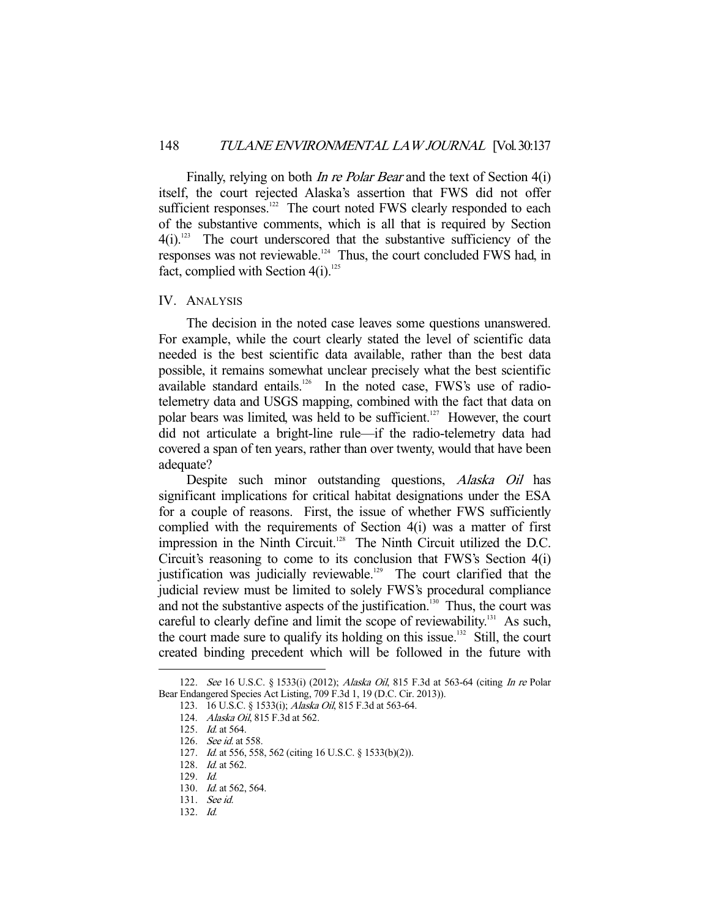Finally, relying on both *In re Polar Bear* and the text of Section 4(i) itself, the court rejected Alaska's assertion that FWS did not offer sufficient responses.[122] The court noted FWS clearly responded to each of the substantive comments, which is all that is required by Section 4(i).[123] The court underscored that the substantive sufficiency of the responses was not reviewable.[124] Thus, the court concluded FWS had, in fact, complied with Section 4(i).[125]

## IV. ANALYSIS

The decision in the noted case leaves some questions unanswered. For example, while the court clearly stated the level of scientific data needed is the best scientific data available, rather than the best data possible, it remains somewhat unclear precisely what the best scientific available standard entails.[126] In the noted case, FWS's use of radio-telemetry data and USGS mapping, combined with the fact that data on polar bears was limited, was held to be sufficient.[127] However, the court did not articulate a bright-line rule—if the radio-telemetry data had covered a span of ten years, rather than over twenty, would that have been adequate?

Despite such minor outstanding questions, *Alaska Oil* has significant implications for critical habitat designations under the ESA for a couple of reasons. First, the issue of whether FWS sufficiently complied with the requirements of Section 4(i) was a matter of first impression in the Ninth Circuit.[128] The Ninth Circuit utilized the D.C. Circuit's reasoning to come to its conclusion that FWS's Section 4(i) justification was judicially reviewable.[129] The court clarified that the judicial review must be limited to solely FWS's procedural compliance and not the substantive aspects of the justification.[130] Thus, the court was careful to clearly define and limit the scope of reviewability.[131] As such, the court made sure to qualify its holding on this issue.[132] Still, the court created binding precedent which will be followed in the future with

---

122. *See* 16 U.S.C. § 1533(i) (2012); *Alaska Oil*, 815 F.3d at 563-64 (citing *In re* Polar Bear Endangered Species Act Listing, 709 F.3d 1, 19 (D.C. Cir. 2013)).

123. 16 U.S.C. § 1533(i); *Alaska Oil*, 815 F.3d at 563-64.

124. *Alaska Oil*, 815 F.3d at 562.

125. *Id.* at 564.

126. *See id.* at 558.

127. *Id.* at 556, 558, 562 (citing 16 U.S.C. § 1533(b)(2)).

128. *Id.* at 562.

129. *Id.*

130. *Id.* at 562, 564.

131. *See id.*

132. *Id.*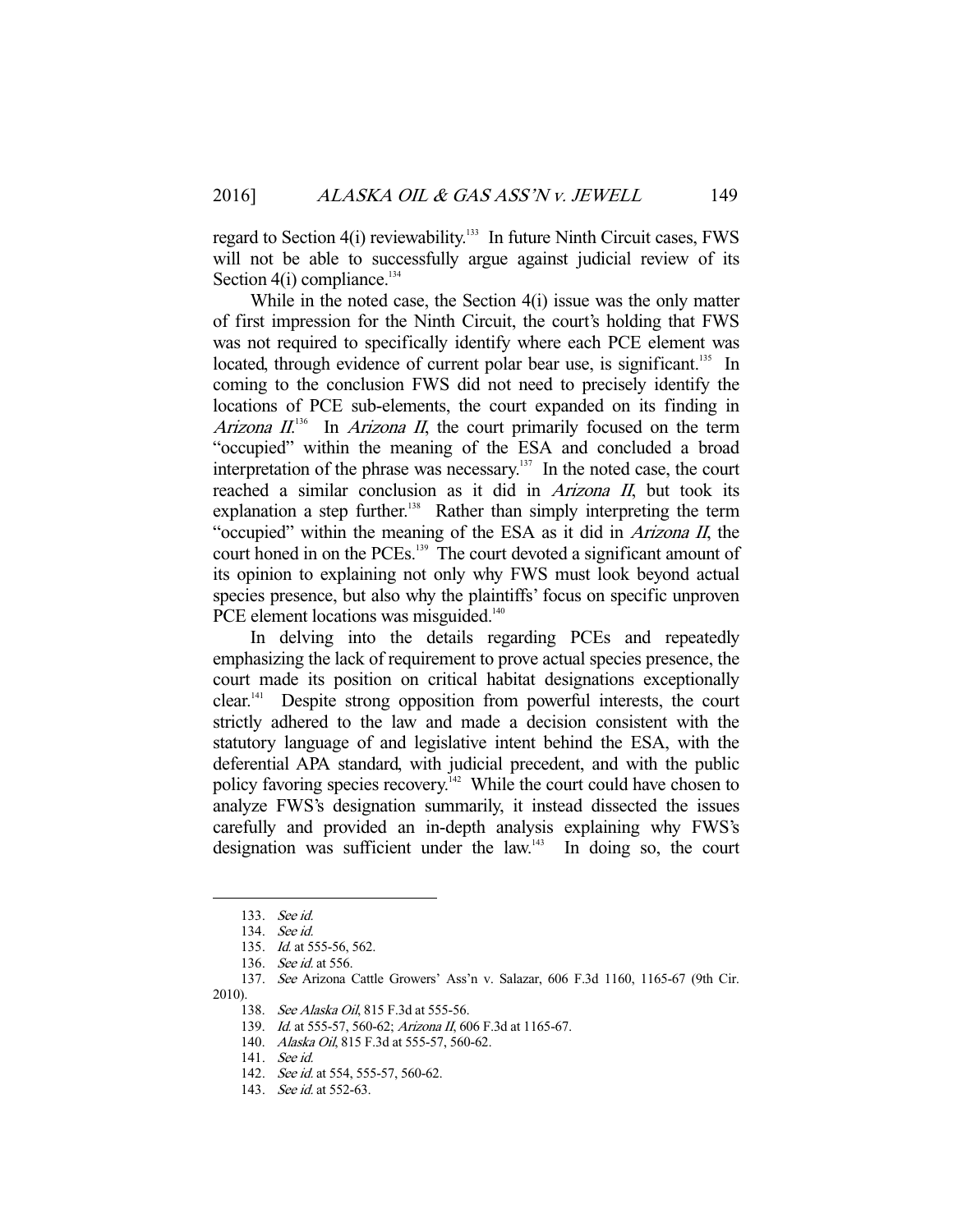regard to Section 4(i) reviewability.[133] In future Ninth Circuit cases, FWS will not be able to successfully argue against judicial review of its Section 4(i) compliance.[134]

While in the noted case, the Section 4(i) issue was the only matter of first impression for the Ninth Circuit, the court's holding that FWS was not required to specifically identify where each PCE element was located, through evidence of current polar bear use, is significant.[135] In coming to the conclusion FWS did not need to precisely identify the locations of PCE sub-elements, the court expanded on its finding in *Arizona II*.[136] In *Arizona II*, the court primarily focused on the term "occupied" within the meaning of the ESA and concluded a broad interpretation of the phrase was necessary.[137] In the noted case, the court reached a similar conclusion as it did in *Arizona II*, but took its explanation a step further.[138] Rather than simply interpreting the term "occupied" within the meaning of the ESA as it did in *Arizona II*, the court honed in on the PCEs.[139] The court devoted a significant amount of its opinion to explaining not only why FWS must look beyond actual species presence, but also why the plaintiffs' focus on specific unproven PCE element locations was misguided.[140]

In delving into the details regarding PCEs and repeatedly emphasizing the lack of requirement to prove actual species presence, the court made its position on critical habitat designations exceptionally clear.[141] Despite strong opposition from powerful interests, the court strictly adhered to the law and made a decision consistent with the statutory language of and legislative intent behind the ESA, with the deferential APA standard, with judicial precedent, and with the public policy favoring species recovery.[142] While the court could have chosen to analyze FWS's designation summarily, it instead dissected the issues carefully and provided an in-depth analysis explaining why FWS's designation was sufficient under the law.[143] In doing so, the court

---

133. *See id.*

134. *See id.*

135. *Id.* at 555-56, 562.

136. *See id.* at 556.

137. *See* Arizona Cattle Growers' Ass'n v. Salazar, 606 F.3d 1160, 1165-67 (9th Cir. 2010).

138. *See Alaska Oil*, 815 F.3d at 555-56.

139. *Id.* at 555-57, 560-62; *Arizona II*, 606 F.3d at 1165-67.

140. *Alaska Oil*, 815 F.3d at 555-57, 560-62.

141. *See id.*

142. *See id.* at 554, 555-57, 560-62.

143. *See id.* at 552-63.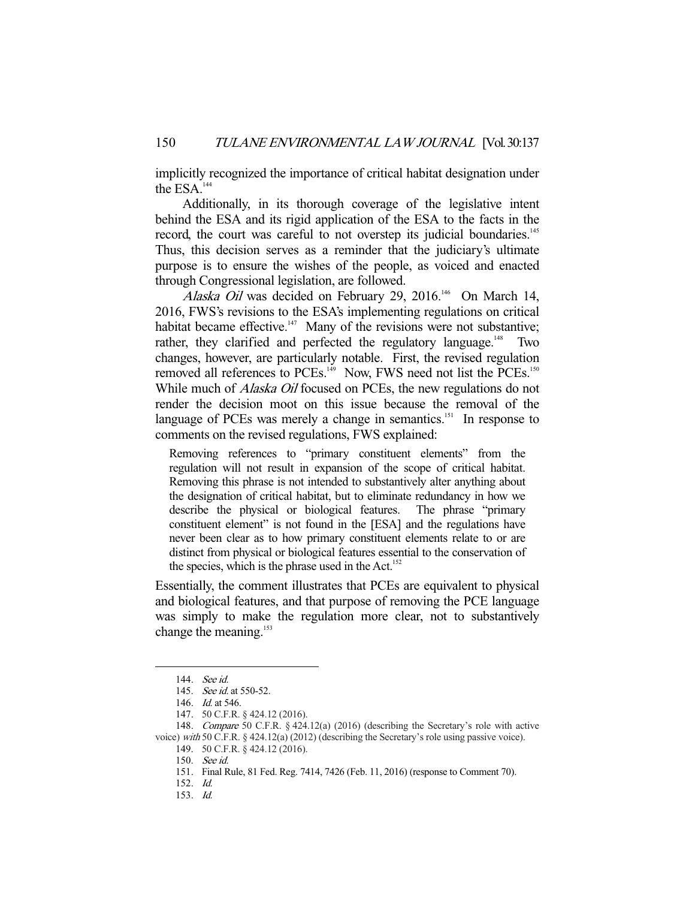implicitly recognized the importance of critical habitat designation under the ESA.[144]

Additionally, in its thorough coverage of the legislative intent behind the ESA and its rigid application of the ESA to the facts in the record, the court was careful to not overstep its judicial boundaries.[145] Thus, this decision serves as a reminder that the judiciary's ultimate purpose is to ensure the wishes of the people, as voiced and enacted through Congressional legislation, are followed.

*Alaska Oil* was decided on February 29, 2016.[146] On March 14, 2016, FWS's revisions to the ESA's implementing regulations on critical habitat became effective.[147] Many of the revisions were not substantive; rather, they clarified and perfected the regulatory language.[148] Two changes, however, are particularly notable. First, the revised regulation removed all references to PCEs.[149] Now, FWS need not list the PCEs.[150] While much of *Alaska Oil* focused on PCEs, the new regulations do not render the decision moot on this issue because the removal of the language of PCEs was merely a change in semantics.[151] In response to comments on the revised regulations, FWS explained:

> Removing references to "primary constituent elements" from the regulation will not result in expansion of the scope of critical habitat. Removing this phrase is not intended to substantively alter anything about the designation of critical habitat, but to eliminate redundancy in how we describe the physical or biological features. The phrase "primary constituent element" is not found in the [ESA] and the regulations have never been clear as to how primary constituent elements relate to or are distinct from physical or biological features essential to the conservation of the species, which is the phrase used in the Act.[152]

Essentially, the comment illustrates that PCEs are equivalent to physical and biological features, and that purpose of removing the PCE language was simply to make the regulation more clear, not to substantively change the meaning.[153]

---

144. *See id.*

145. *See id.* at 550-52.

146. *Id.* at 546.

147. 50 C.F.R. § 424.12 (2016).

148. *Compare* 50 C.F.R. § 424.12(a) (2016) (describing the Secretary's role with active voice) *with* 50 C.F.R. § 424.12(a) (2012) (describing the Secretary's role using passive voice).

149. 50 C.F.R. § 424.12 (2016).

150. *See id.*

151. Final Rule, 81 Fed. Reg. 7414, 7426 (Feb. 11, 2016) (response to Comment 70).

152. *Id.*

153. *Id.*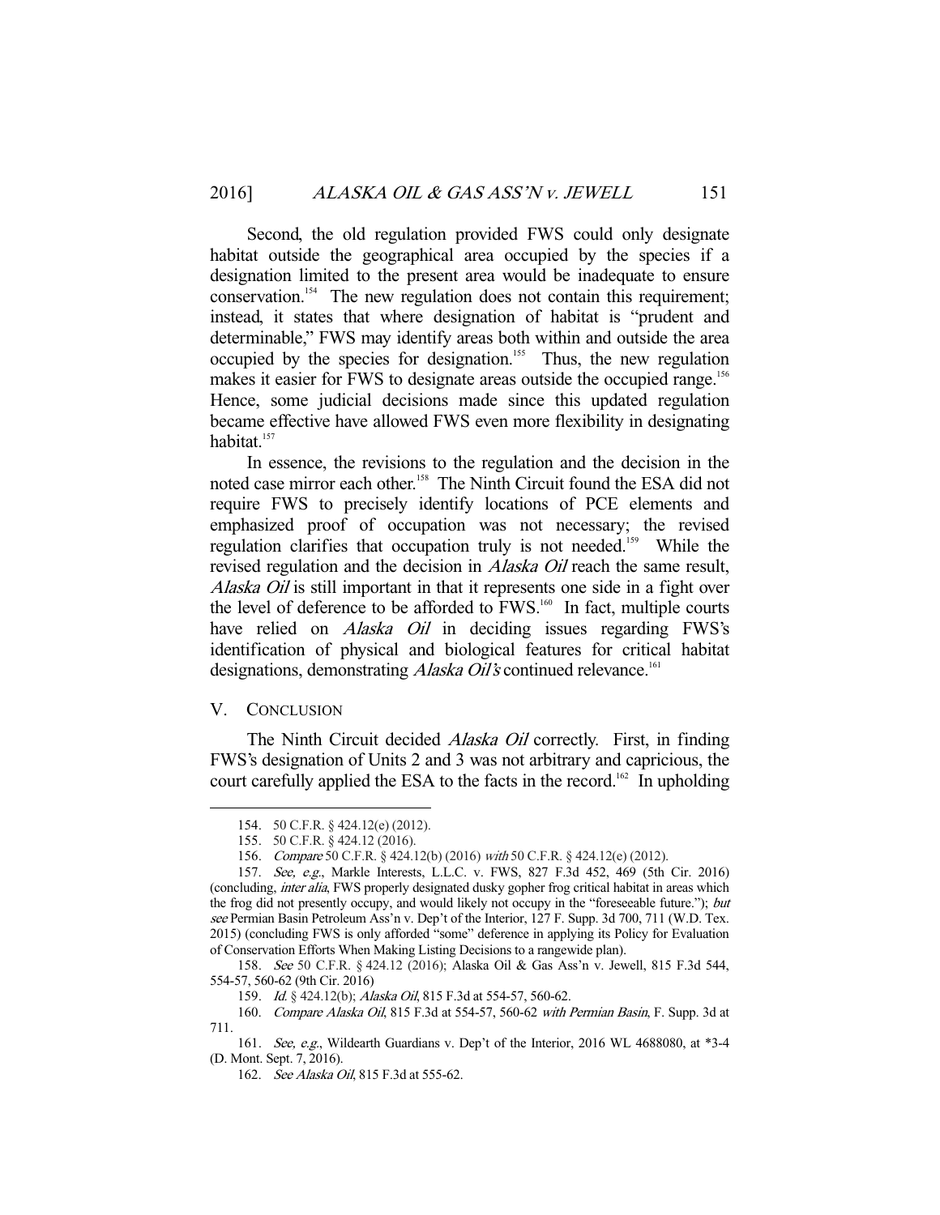Second, the old regulation provided FWS could only designate habitat outside the geographical area occupied by the species if a designation limited to the present area would be inadequate to ensure conservation.[154] The new regulation does not contain this requirement; instead, it states that where designation of habitat is "prudent and determinable," FWS may identify areas both within and outside the area occupied by the species for designation.[155] Thus, the new regulation makes it easier for FWS to designate areas outside the occupied range.[156] Hence, some judicial decisions made since this updated regulation became effective have allowed FWS even more flexibility in designating habitat.[157]

In essence, the revisions to the regulation and the decision in the noted case mirror each other.[158] The Ninth Circuit found the ESA did not require FWS to precisely identify locations of PCE elements and emphasized proof of occupation was not necessary; the revised regulation clarifies that occupation truly is not needed.[159] While the revised regulation and the decision in *Alaska Oil* reach the same result, *Alaska Oil* is still important in that it represents one side in a fight over the level of deference to be afforded to FWS.[160] In fact, multiple courts have relied on *Alaska Oil* in deciding issues regarding FWS's identification of physical and biological features for critical habitat designations, demonstrating *Alaska Oil's* continued relevance.[161]

## V. CONCLUSION

The Ninth Circuit decided *Alaska Oil* correctly. First, in finding FWS's designation of Units 2 and 3 was not arbitrary and capricious, the court carefully applied the ESA to the facts in the record.[162] In upholding

---

154. 50 C.F.R. § 424.12(e) (2012).

155. 50 C.F.R. § 424.12 (2016).

156. *Compare* 50 C.F.R. § 424.12(b) (2016) *with* 50 C.F.R. § 424.12(e) (2012).

157. *See, e.g.*, Markle Interests, L.L.C. v. FWS, 827 F.3d 452, 469 (5th Cir. 2016) (concluding, *inter alia*, FWS properly designated dusky gopher frog critical habitat in areas which the frog did not presently occupy, and would likely not occupy in the "foreseeable future."); *but see* Permian Basin Petroleum Ass'n v. Dep't of the Interior, 127 F. Supp. 3d 700, 711 (W.D. Tex. 2015) (concluding FWS is only afforded "some" deference in applying its Policy for Evaluation of Conservation Efforts When Making Listing Decisions to a rangewide plan).

158. *See* 50 C.F.R. § 424.12 (2016); Alaska Oil & Gas Ass'n v. Jewell, 815 F.3d 544, 554-57, 560-62 (9th Cir. 2016)

159. *Id.* § 424.12(b); *Alaska Oil*, 815 F.3d at 554-57, 560-62.

160. *Compare Alaska Oil*, 815 F.3d at 554-57, 560-62 *with Permian Basin*, F. Supp. 3d at 711.

161. *See, e.g.*, Wildearth Guardians v. Dep't of the Interior, 2016 WL 4688080, at *3-4 (D. Mont. Sept. 7, 2016).

162. *See Alaska Oil*, 815 F.3d at 555-62.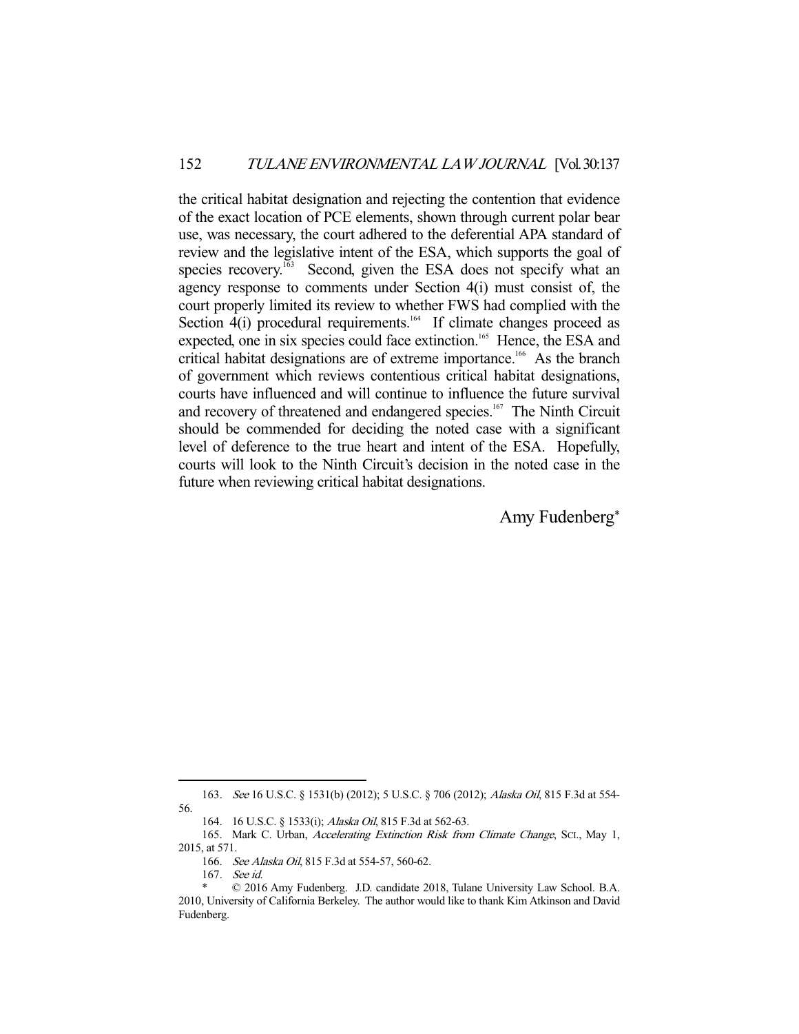the critical habitat designation and rejecting the contention that evidence of the exact location of PCE elements, shown through current polar bear use, was necessary, the court adhered to the deferential APA standard of review and the legislative intent of the ESA, which supports the goal of species recovery.[163] Second, given the ESA does not specify what an agency response to comments under Section 4(i) must consist of, the court properly limited its review to whether FWS had complied with the Section 4(i) procedural requirements.[164] If climate changes proceed as expected, one in six species could face extinction.[165] Hence, the ESA and critical habitat designations are of extreme importance.[166] As the branch of government which reviews contentious critical habitat designations, courts have influenced and will continue to influence the future survival and recovery of threatened and endangered species.[167] The Ninth Circuit should be commended for deciding the noted case with a significant level of deference to the true heart and intent of the ESA. Hopefully, courts will look to the Ninth Circuit's decision in the noted case in the future when reviewing critical habitat designations.

Amy Fudenberg*

---

163. *See* 16 U.S.C. § 1531(b) (2012); 5 U.S.C. § 706 (2012); *Alaska Oil*, 815 F.3d at 554-56.

164. 16 U.S.C. § 1533(i); *Alaska Oil*, 815 F.3d at 562-63.

165. Mark C. Urban, *Accelerating Extinction Risk from Climate Change*, SCI., May 1, 2015, at 571.

166. *See Alaska Oil*, 815 F.3d at 554-57, 560-62.

167. *See id.*

\* © 2016 Amy Fudenberg. J.D. candidate 2018, Tulane University Law School. B.A. 2010, University of California Berkeley. The author would like to thank Kim Atkinson and David Fudenberg.